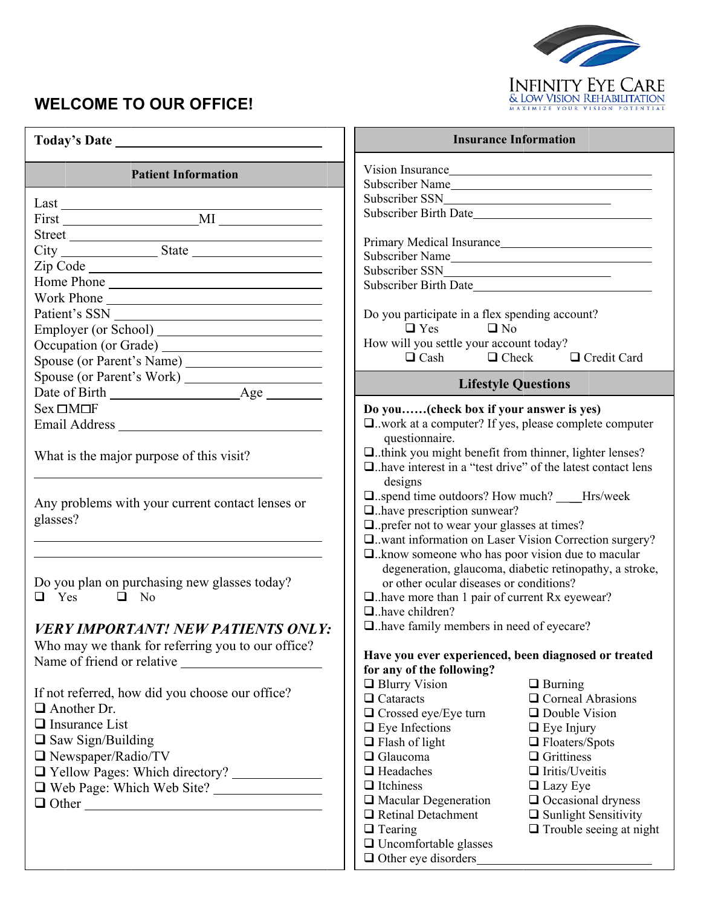# WELCOME TO OUR OFFICE!

INFINITY EYE CARE
& LOW VISION REHABILITATION
MAXIMIZE YOUR VISION POTENTIAL

**Today's Date** ______________________

## Patient Information

Last ______________________
First ______________ MI ________
Street ______________________
City ____________ State ____________
Zip Code ______________________
Home Phone ______________________
Work Phone ______________________
Patient's SSN ______________________
Employer (or School) ______________________
Occupation (or Grade) ______________________
Spouse (or Parent's Name) ______________________
Spouse (or Parent's Work) ______________________
Date of Birth ______________ Age ________
Sex ☐M☐F
Email Address ______________________

What is the major purpose of this visit?

______________________

Any problems with your current contact lenses or glasses?

______________________

______________________

Do you plan on purchasing new glasses today?
☐ Yes ☐ No

***VERY IMPORTANT! NEW PATIENTS ONLY:***
Who may we thank for referring you to our office?
Name of friend or relative ______________________

If not referred, how did you choose our office?
- ☐ Another Dr.
- ☐ Insurance List
- ☐ Saw Sign/Building
- ☐ Newspaper/Radio/TV
- ☐ Yellow Pages: Which directory? ____________
- ☐ Web Page: Which Web Site? ____________
- ☐ Other ______________________

## Insurance Information

Vision Insurance ______________________
Subscriber Name ______________________
Subscriber SSN ______________________
Subscriber Birth Date ______________________

Primary Medical Insurance ______________________
Subscriber Name ______________________
Subscriber SSN ______________________
Subscriber Birth Date ______________________

Do you participate in a flex spending account?
☐ Yes ☐ No
How will you settle your account today?
☐ Cash ☐ Check ☐ Credit Card

## Lifestyle Questions

**Do you……(check box if your answer is yes)**
- ☐..work at a computer? If yes, please complete computer questionnaire.
- ☐..think you might benefit from thinner, lighter lenses?
- ☐..have interest in a "test drive" of the latest contact lens designs
- ☐..spend time outdoors? How much? ____Hrs/week
- ☐..have prescription sunwear?
- ☐..prefer not to wear your glasses at times?
- ☐..want information on Laser Vision Correction surgery?
- ☐..know someone who has poor vision due to macular degeneration, glaucoma, diabetic retinopathy, a stroke, or other ocular diseases or conditions?
- ☐..have more than 1 pair of current Rx eyewear?
- ☐..have children?
- ☐..have family members in need of eyecare?

**Have you ever experienced, been diagnosed or treated for any of the following?**

| | |
|---|---|
| ☐ Blurry Vision | ☐ Burning |
| ☐ Cataracts | ☐ Corneal Abrasions |
| ☐ Crossed eye/Eye turn | ☐ Double Vision |
| ☐ Eye Infections | ☐ Eye Injury |
| ☐ Flash of light | ☐ Floaters/Spots |
| ☐ Glaucoma | ☐ Grittiness |
| ☐ Headaches | ☐ Iritis/Uveitis |
| ☐ Itchiness | ☐ Lazy Eye |
| ☐ Macular Degeneration | ☐ Occasional dryness |
| ☐ Retinal Detachment | ☐ Sunlight Sensitivity |
| ☐ Tearing | ☐ Trouble seeing at night |
| ☐ Uncomfortable glasses | |

☐ Other eye disorders ______________________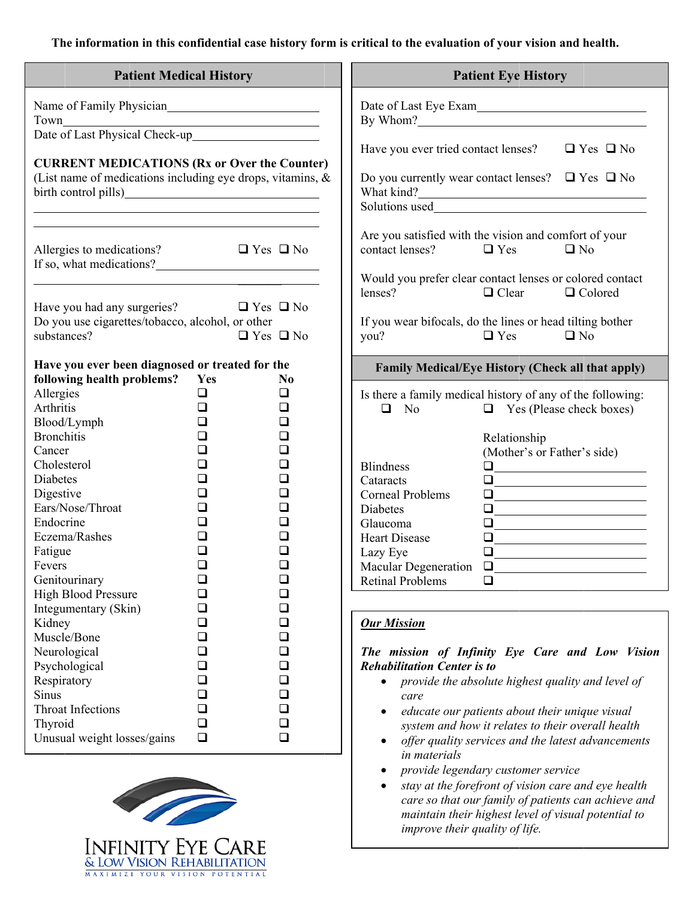**The information in this confidential case history form is critical to the evaluation of your vision and health.**

## Patient Medical History

Name of Family Physician\_\_\_\_\_\_\_\_\_\_\_\_\_\_\_\_\_\_\_\_\_\_\_\_
Town\_\_\_\_\_\_\_\_\_\_\_\_\_\_\_\_\_\_\_\_\_\_\_\_\_\_\_\_\_\_\_\_\_\_\_\_
Date of Last Physical Check-up\_\_\_\_\_\_\_\_\_\_\_\_\_\_\_\_\_\_\_\_

**CURRENT MEDICATIONS (Rx or Over the Counter)**
(List name of medications including eye drops, vitamins, & birth control pills)\_\_\_\_\_\_\_\_\_\_\_\_\_\_\_\_\_\_\_\_\_\_\_\_\_\_

Allergies to medications? ❑ Yes ❑ No
If so, what medications?\_\_\_\_\_\_\_\_\_\_\_\_\_\_\_\_\_\_\_\_\_\_\_\_

Have you had any surgeries? ❑ Yes ❑ No
Do you use cigarettes/tobacco, alcohol, or other substances? ❑ Yes ❑ No

| Have you ever been diagnosed or treated for the following health problems? | Yes | No |
|---|---|---|
| Allergies | ❑ | ❑ |
| Arthritis | ❑ | ❑ |
| Blood/Lymph | ❑ | ❑ |
| Bronchitis | ❑ | ❑ |
| Cancer | ❑ | ❑ |
| Cholesterol | ❑ | ❑ |
| Diabetes | ❑ | ❑ |
| Digestive | ❑ | ❑ |
| Ears/Nose/Throat | ❑ | ❑ |
| Endocrine | ❑ | ❑ |
| Eczema/Rashes | ❑ | ❑ |
| Fatigue | ❑ | ❑ |
| Fevers | ❑ | ❑ |
| Genitourinary | ❑ | ❑ |
| High Blood Pressure | ❑ | ❑ |
| Integumentary (Skin) | ❑ | ❑ |
| Kidney | ❑ | ❑ |
| Muscle/Bone | ❑ | ❑ |
| Neurological | ❑ | ❑ |
| Psychological | ❑ | ❑ |
| Respiratory | ❑ | ❑ |
| Sinus | ❑ | ❑ |
| Throat Infections | ❑ | ❑ |
| Thyroid | ❑ | ❑ |
| Unusual weight losses/gains | ❑ | ❑ |

## Patient Eye History

Date of Last Eye Exam\_\_\_\_\_\_\_\_\_\_\_\_\_\_\_\_\_\_\_\_\_\_\_\_\_\_
By Whom?\_\_\_\_\_\_\_\_\_\_\_\_\_\_\_\_\_\_\_\_\_\_\_\_\_\_\_\_\_\_\_\_\_\_

Have you ever tried contact lenses? ❑ Yes ❑ No

Do you currently wear contact lenses? ❑ Yes ❑ No
What kind?\_\_\_\_\_\_\_\_\_\_\_\_\_\_\_\_\_\_\_\_\_\_\_\_\_\_\_\_\_\_\_\_\_\_
Solutions used\_\_\_\_\_\_\_\_\_\_\_\_\_\_\_\_\_\_\_\_\_\_\_\_\_\_\_\_\_\_\_

Are you satisfied with the vision and comfort of your contact lenses? ❑ Yes ❑ No

Would you prefer clear contact lenses or colored contact lenses? ❑ Clear ❑ Colored

If you wear bifocals, do the lines or head tilting bother you? ❑ Yes ❑ No

## Family Medical/Eye History (Check all that apply)

Is there a family medical history of any of the following:
❑ No ❑ Yes (Please check boxes)

| | | Relationship (Mother's or Father's side) |
|---|---|---|
| Blindness | ❑ | \_\_\_\_\_\_\_\_\_\_\_\_ |
| Cataracts | ❑ | \_\_\_\_\_\_\_\_\_\_\_\_ |
| Corneal Problems | ❑ | \_\_\_\_\_\_\_\_\_\_\_\_ |
| Diabetes | ❑ | \_\_\_\_\_\_\_\_\_\_\_\_ |
| Glaucoma | ❑ | \_\_\_\_\_\_\_\_\_\_\_\_ |
| Heart Disease | ❑ | \_\_\_\_\_\_\_\_\_\_\_\_ |
| Lazy Eye | ❑ | \_\_\_\_\_\_\_\_\_\_\_\_ |
| Macular Degeneration | ❑ | \_\_\_\_\_\_\_\_\_\_\_\_ |
| Retinal Problems | ❑ | |

***Our Mission***

***The mission of Infinity Eye Care and Low Vision Rehabilitation Center is to***

- *provide the absolute highest quality and level of care*
- *educate our patients about their unique visual system and how it relates to their overall health*
- *offer quality services and the latest advancements in materials*
- *provide legendary customer service*
- *stay at the forefront of vision care and eye health care so that our family of patients can achieve and maintain their highest level of visual potential to improve their quality of life.*

INFINITY EYE CARE
& LOW VISION REHABILITATION
MAXIMIZE YOUR VISION POTENTIAL